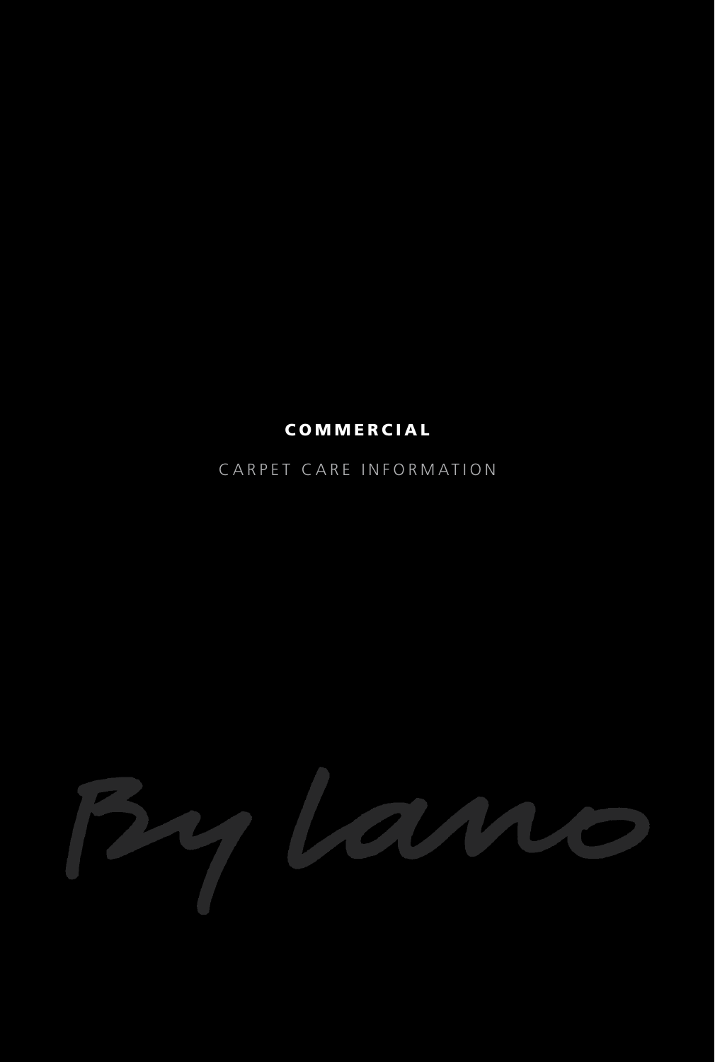# COMMERCIAL

CARPET CARE INFORMATION

By lano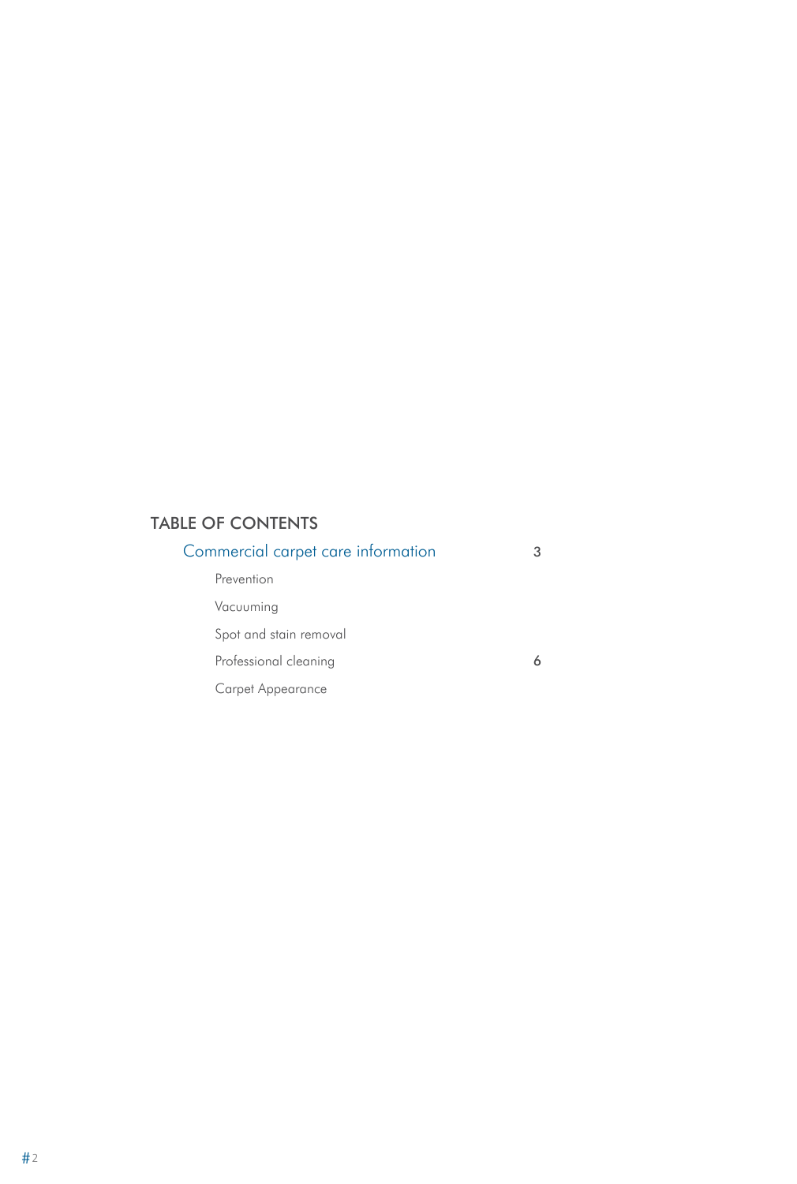## TABLE OF CONTENTS

| | |
|---|---|
| Commercial carpet care information | 3 |
| Prevention | |
| Vacuuming | |
| Spot and stain removal | |
| Professional cleaning | 6 |
| Carpet Appearance | |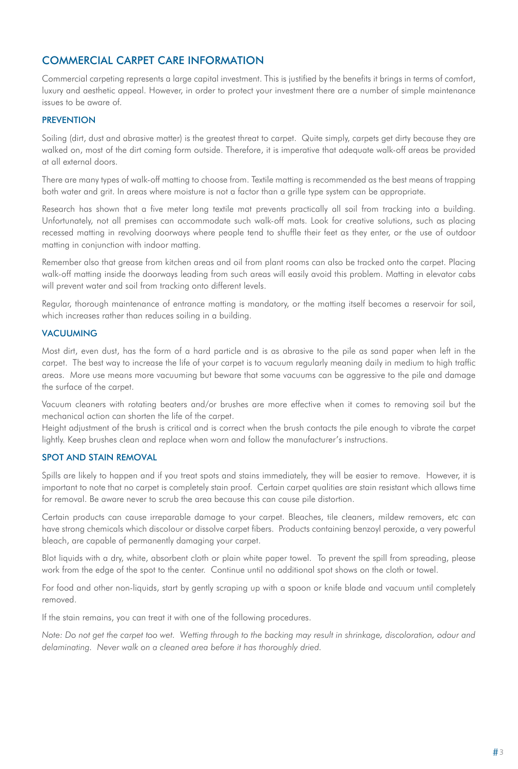## COMMERCIAL CARPET CARE INFORMATION

Commercial carpeting represents a large capital investment. This is justified by the benefits it brings in terms of comfort, luxury and aesthetic appeal. However, in order to protect your investment there are a number of simple maintenance issues to be aware of.

### PREVENTION

Soiling (dirt, dust and abrasive matter) is the greatest threat to carpet. Quite simply, carpets get dirty because they are walked on, most of the dirt coming form outside. Therefore, it is imperative that adequate walk-off areas be provided at all external doors.

There are many types of walk-off matting to choose from. Textile matting is recommended as the best means of trapping both water and grit. In areas where moisture is not a factor than a grille type system can be appropriate.

Research has shown that a five meter long textile mat prevents practically all soil from tracking into a building. Unfortunately, not all premises can accommodate such walk-off mats. Look for creative solutions, such as placing recessed matting in revolving doorways where people tend to shuffle their feet as they enter, or the use of outdoor matting in conjunction with indoor matting.

Remember also that grease from kitchen areas and oil from plant rooms can also be tracked onto the carpet. Placing walk-off matting inside the doorways leading from such areas will easily avoid this problem. Matting in elevator cabs will prevent water and soil from tracking onto different levels.

Regular, thorough maintenance of entrance matting is mandatory, or the matting itself becomes a reservoir for soil, which increases rather than reduces soiling in a building.

### VACUUMING

Most dirt, even dust, has the form of a hard particle and is as abrasive to the pile as sand paper when left in the carpet. The best way to increase the life of your carpet is to vacuum regularly meaning daily in medium to high traffic areas. More use means more vacuuming but beware that some vacuums can be aggressive to the pile and damage the surface of the carpet.

Vacuum cleaners with rotating beaters and/or brushes are more effective when it comes to removing soil but the mechanical action can shorten the life of the carpet.
Height adjustment of the brush is critical and is correct when the brush contacts the pile enough to vibrate the carpet lightly. Keep brushes clean and replace when worn and follow the manufacturer's instructions.

### SPOT AND STAIN REMOVAL

Spills are likely to happen and if you treat spots and stains immediately, they will be easier to remove. However, it is important to note that no carpet is completely stain proof. Certain carpet qualities are stain resistant which allows time for removal. Be aware never to scrub the area because this can cause pile distortion.

Certain products can cause irreparable damage to your carpet. Bleaches, tile cleaners, mildew removers, etc can have strong chemicals which discolour or dissolve carpet fibers. Products containing benzoyl peroxide, a very powerful bleach, are capable of permanently damaging your carpet.

Blot liquids with a dry, white, absorbent cloth or plain white paper towel. To prevent the spill from spreading, please work from the edge of the spot to the center. Continue until no additional spot shows on the cloth or towel.

For food and other non-liquids, start by gently scraping up with a spoon or knife blade and vacuum until completely removed.

If the stain remains, you can treat it with one of the following procedures.

*Note: Do not get the carpet too wet. Wetting through to the backing may result in shrinkage, discoloration, odour and delaminating. Never walk on a cleaned area before it has thoroughly dried.*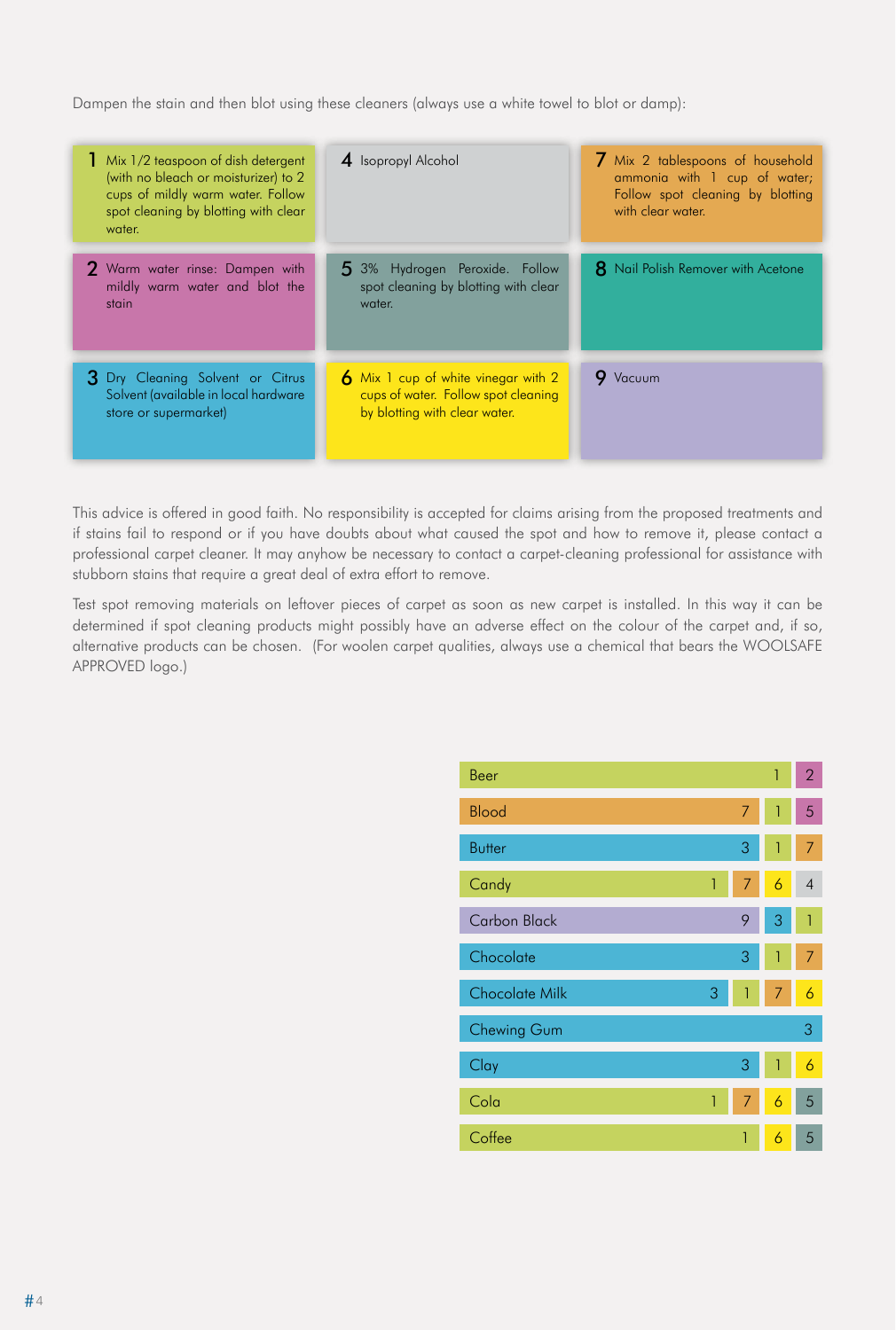Dampen the stain and then blot using these cleaners (always use a white towel to blot or damp):

**1** Mix 1/2 teaspoon of dish detergent (with no bleach or moisturizer) to 2 cups of mildly warm water. Follow spot cleaning by blotting with clear water.

**2** Warm water rinse: Dampen with mildly warm water and blot the stain

**3** Dry Cleaning Solvent or Citrus Solvent (available in local hardware store or supermarket)

**4** Isopropyl Alcohol

**5** 3% Hydrogen Peroxide. Follow spot cleaning by blotting with clear water.

**6** Mix 1 cup of white vinegar with 2 cups of water. Follow spot cleaning by blotting with clear water.

**7** Mix 2 tablespoons of household ammonia with 1 cup of water; Follow spot cleaning by blotting with clear water.

**8** Nail Polish Remover with Acetone

**9** Vacuum

This advice is offered in good faith. No responsibility is accepted for claims arising from the proposed treatments and if stains fail to respond or if you have doubts about what caused the spot and how to remove it, please contact a professional carpet cleaner. It may anyhow be necessary to contact a carpet-cleaning professional for assistance with stubborn stains that require a great deal of extra effort to remove.

Test spot removing materials on leftover pieces of carpet as soon as new carpet is installed. In this way it can be determined if spot cleaning products might possibly have an adverse effect on the colour of the carpet and, if so, alternative products can be chosen. (For woolen carpet qualities, always use a chemical that bears the WOOLSAFE APPROVED logo.)

| Stain | Cleaners |
|---|---|
| Beer | 1, 2 |
| Blood | 7, 1, 5 |
| Butter | 3, 1, 7 |
| Candy | 1, 7, 6, 4 |
| Carbon Black | 9, 3, 1 |
| Chocolate | 3, 1, 7 |
| Chocolate Milk | 3, 1, 7, 6 |
| Chewing Gum | 3 |
| Clay | 3, 1, 6 |
| Cola | 1, 7, 6, 5 |
| Coffee | 1, 6, 5 |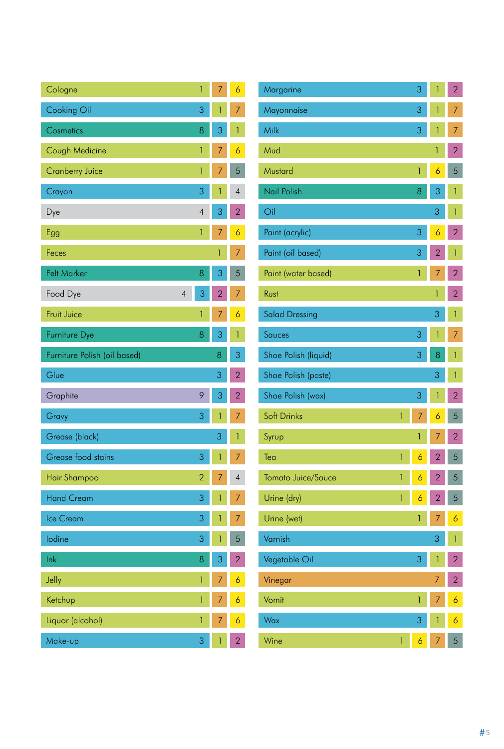| Stain | | | | |
|---|---|---|---|---|
| Cologne | 1 | 7 | 6 | |
| Cooking Oil | 3 | 1 | 7 | |
| Cosmetics | 8 | 3 | 1 | |
| Cough Medicine | 1 | 7 | 6 | |
| Cranberry Juice | 1 | 7 | 5 | |
| Crayon | 3 | 1 | 4 | |
| Dye | 4 | 3 | 2 | |
| Egg | 1 | 7 | 6 | |
| Feces | 1 | 7 | | |
| Felt Marker | 8 | 3 | 5 | |
| Food Dye | 4 | 3 | 2 | 7 |
| Fruit Juice | 1 | 7 | 6 | |
| Furniture Dye | 8 | 3 | 1 | |
| Furniture Polish (oil based) | 8 | 3 | | |
| Glue | 3 | 2 | | |
| Graphite | 9 | 3 | 2 | |
| Gravy | 3 | 1 | 7 | |
| Grease (black) | 3 | 1 | | |
| Grease food stains | 3 | 1 | 7 | |
| Hair Shampoo | 2 | 7 | 4 | |
| Hand Cream | 3 | 1 | 7 | |
| Ice Cream | 3 | 1 | 7 | |
| Iodine | 3 | 1 | 5 | |
| Ink | 8 | 3 | 2 | |
| Jelly | 1 | 7 | 6 | |
| Ketchup | 1 | 7 | 6 | |
| Liquor (alcohol) | 1 | 7 | 6 | |
| Make-up | 3 | 1 | 2 | |
| Margarine | 3 | 1 | 2 | |
| Mayonnaise | 3 | 1 | 7 | |
| Milk | 3 | 1 | 7 | |
| Mud | 1 | 2 | | |
| Mustard | 1 | 6 | 5 | |
| Nail Polish | 8 | 3 | 1 | |
| Oil | 3 | 1 | | |
| Paint (acrylic) | 3 | 6 | 2 | |
| Paint (oil based) | 3 | 2 | 1 | |
| Paint (water based) | 1 | 7 | 2 | |
| Rust | 1 | 2 | | |
| Salad Dressing | 3 | 1 | | |
| Sauces | 3 | 1 | 7 | |
| Shoe Polish (liquid) | 3 | 8 | 1 | |
| Shoe Polish (paste) | 3 | 1 | | |
| Shoe Polish (wax) | 3 | 1 | 2 | |
| Soft Drinks | 1 | 7 | 6 | 5 |
| Syrup | 1 | 7 | 2 | |
| Tea | 1 | 6 | 2 | 5 |
| Tomato Juice/Sauce | 1 | 6 | 2 | 5 |
| Urine (dry) | 1 | 6 | 2 | 5 |
| Urine (wet) | 1 | 7 | 6 | |
| Varnish | 3 | 1 | | |
| Vegetable Oil | 3 | 1 | 2 | |
| Vinegar | 7 | 2 | | |
| Vomit | 1 | 7 | 6 | |
| Wax | 3 | 1 | 6 | |
| Wine | 1 | 6 | 7 | 5 |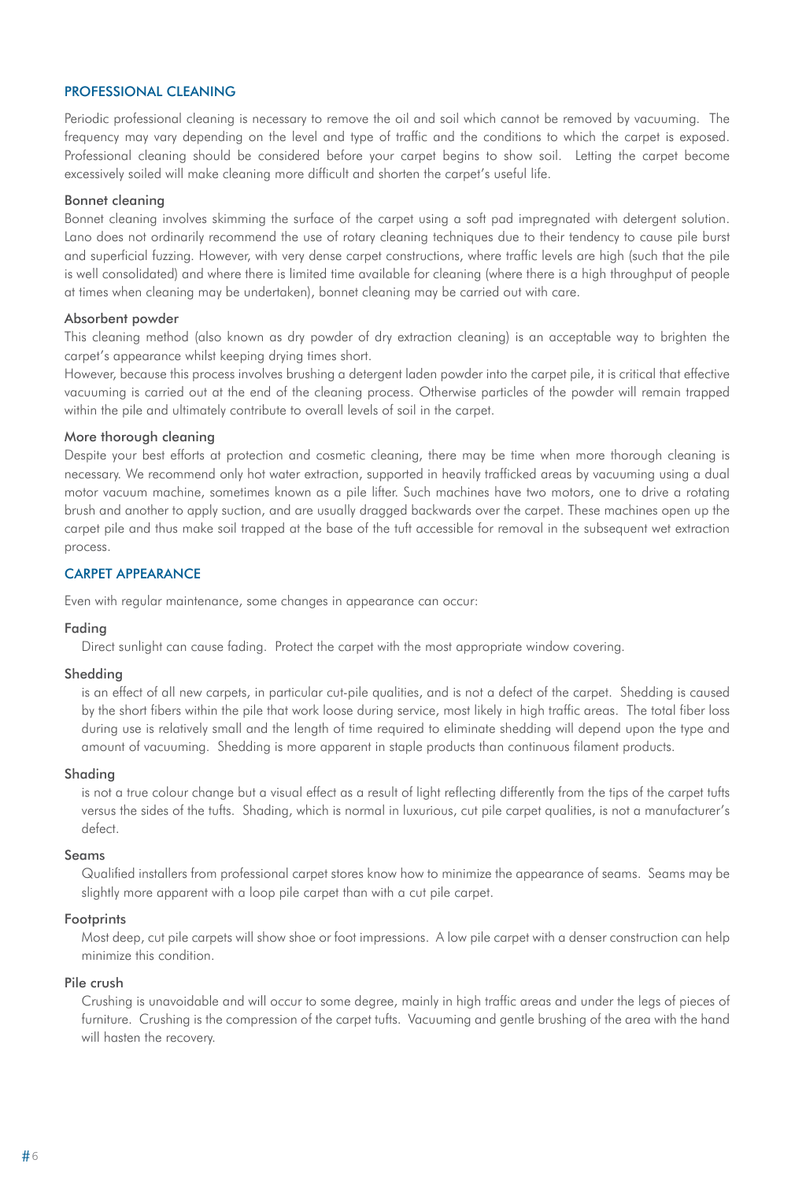## PROFESSIONAL CLEANING

Periodic professional cleaning is necessary to remove the oil and soil which cannot be removed by vacuuming. The frequency may vary depending on the level and type of traffic and the conditions to which the carpet is exposed. Professional cleaning should be considered before your carpet begins to show soil. Letting the carpet become excessively soiled will make cleaning more difficult and shorten the carpet's useful life.

### Bonnet cleaning

Bonnet cleaning involves skimming the surface of the carpet using a soft pad impregnated with detergent solution. Lano does not ordinarily recommend the use of rotary cleaning techniques due to their tendency to cause pile burst and superficial fuzzing. However, with very dense carpet constructions, where traffic levels are high (such that the pile is well consolidated) and where there is limited time available for cleaning (where there is a high throughput of people at times when cleaning may be undertaken), bonnet cleaning may be carried out with care.

### Absorbent powder

This cleaning method (also known as dry powder of dry extraction cleaning) is an acceptable way to brighten the carpet's appearance whilst keeping drying times short.

However, because this process involves brushing a detergent laden powder into the carpet pile, it is critical that effective vacuuming is carried out at the end of the cleaning process. Otherwise particles of the powder will remain trapped within the pile and ultimately contribute to overall levels of soil in the carpet.

### More thorough cleaning

Despite your best efforts at protection and cosmetic cleaning, there may be time when more thorough cleaning is necessary. We recommend only hot water extraction, supported in heavily trafficked areas by vacuuming using a dual motor vacuum machine, sometimes known as a pile lifter. Such machines have two motors, one to drive a rotating brush and another to apply suction, and are usually dragged backwards over the carpet. These machines open up the carpet pile and thus make soil trapped at the base of the tuft accessible for removal in the subsequent wet extraction process.

## CARPET APPEARANCE

Even with regular maintenance, some changes in appearance can occur:

### Fading

Direct sunlight can cause fading. Protect the carpet with the most appropriate window covering.

### Shedding

is an effect of all new carpets, in particular cut-pile qualities, and is not a defect of the carpet. Shedding is caused by the short fibers within the pile that work loose during service, most likely in high traffic areas. The total fiber loss during use is relatively small and the length of time required to eliminate shedding will depend upon the type and amount of vacuuming. Shedding is more apparent in staple products than continuous filament products.

### Shading

is not a true colour change but a visual effect as a result of light reflecting differently from the tips of the carpet tufts versus the sides of the tufts. Shading, which is normal in luxurious, cut pile carpet qualities, is not a manufacturer's defect.

### Seams

Qualified installers from professional carpet stores know how to minimize the appearance of seams. Seams may be slightly more apparent with a loop pile carpet than with a cut pile carpet.

### Footprints

Most deep, cut pile carpets will show shoe or foot impressions. A low pile carpet with a denser construction can help minimize this condition.

### Pile crush

Crushing is unavoidable and will occur to some degree, mainly in high traffic areas and under the legs of pieces of furniture. Crushing is the compression of the carpet tufts. Vacuuming and gentle brushing of the area with the hand will hasten the recovery.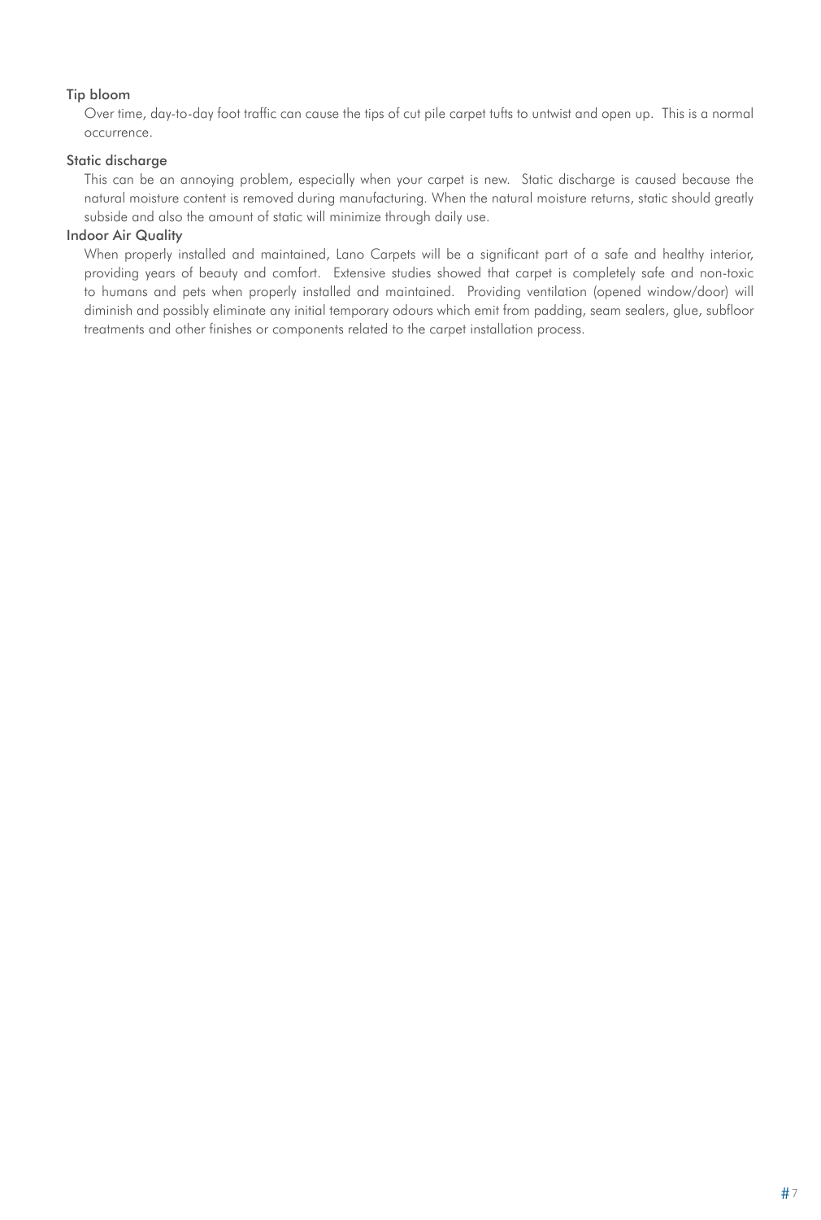### Tip bloom

Over time, day-to-day foot traffic can cause the tips of cut pile carpet tufts to untwist and open up.  This is a normal occurrence.

### Static discharge

This can be an annoying problem, especially when your carpet is new.  Static discharge is caused because the natural moisture content is removed during manufacturing. When the natural moisture returns, static should greatly subside and also the amount of static will minimize through daily use.

### Indoor Air Quality

When properly installed and maintained, Lano Carpets will be a significant part of a safe and healthy interior, providing years of beauty and comfort.  Extensive studies showed that carpet is completely safe and non-toxic to humans and pets when properly installed and maintained.  Providing ventilation (opened window/door) will diminish and possibly eliminate any initial temporary odours which emit from padding, seam sealers, glue, subfloor treatments and other finishes or components related to the carpet installation process.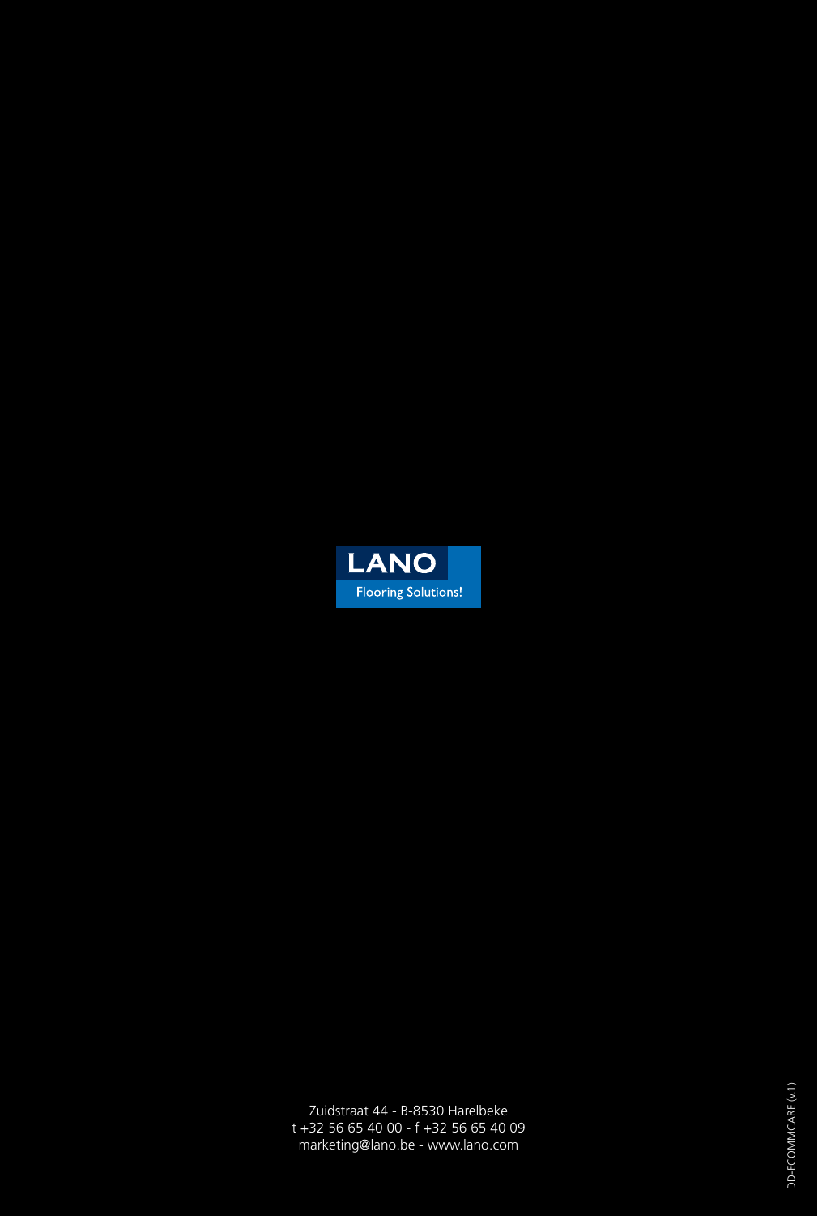LANO

Flooring Solutions!

Zuidstraat 44 - B-8530 Harelbeke
t +32 56 65 40 00 - f +32 56 65 40 09
marketing@lano.be - www.lano.com

DD-ECOMMCARE (v.1)